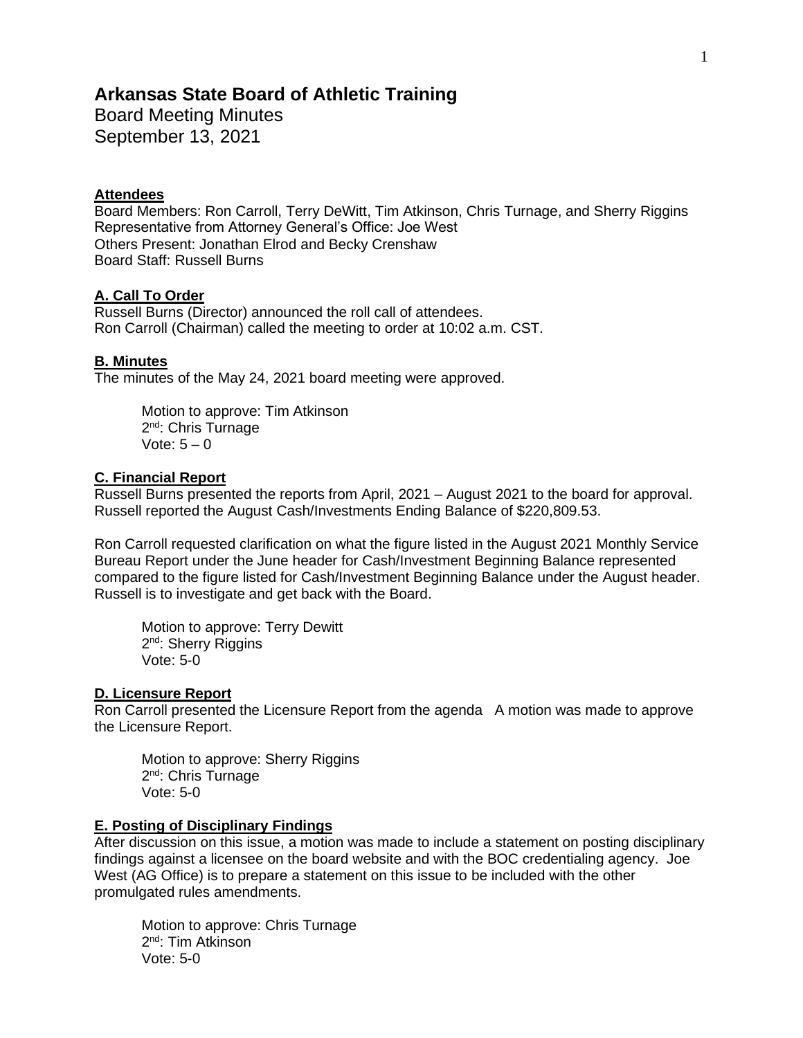# Arkansas State Board of Athletic Training

Board Meeting Minutes
September 13, 2021

**Attendees**
Board Members: Ron Carroll, Terry DeWitt, Tim Atkinson, Chris Turnage, and Sherry Riggins
Representative from Attorney General's Office: Joe West
Others Present: Jonathan Elrod and Becky Crenshaw
Board Staff: Russell Burns

**A. Call To Order**
Russell Burns (Director) announced the roll call of attendees.
Ron Carroll (Chairman) called the meeting to order at 10:02 a.m. CST.

**B. Minutes**
The minutes of the May 24, 2021 board meeting were approved.

> Motion to approve: Tim Atkinson
> 2nd: Chris Turnage
> Vote: 5 – 0

**C. Financial Report**
Russell Burns presented the reports from April, 2021 – August 2021 to the board for approval. Russell reported the August Cash/Investments Ending Balance of $220,809.53.

Ron Carroll requested clarification on what the figure listed in the August 2021 Monthly Service Bureau Report under the June header for Cash/Investment Beginning Balance represented compared to the figure listed for Cash/Investment Beginning Balance under the August header. Russell is to investigate and get back with the Board.

> Motion to approve: Terry Dewitt
> 2nd: Sherry Riggins
> Vote: 5-0

**D. Licensure Report**
Ron Carroll presented the Licensure Report from the agenda A motion was made to approve the Licensure Report.

> Motion to approve: Sherry Riggins
> 2nd: Chris Turnage
> Vote: 5-0

**E. Posting of Disciplinary Findings**
After discussion on this issue, a motion was made to include a statement on posting disciplinary findings against a licensee on the board website and with the BOC credentialing agency. Joe West (AG Office) is to prepare a statement on this issue to be included with the other promulgated rules amendments.

> Motion to approve: Chris Turnage
> 2nd: Tim Atkinson
> Vote: 5-0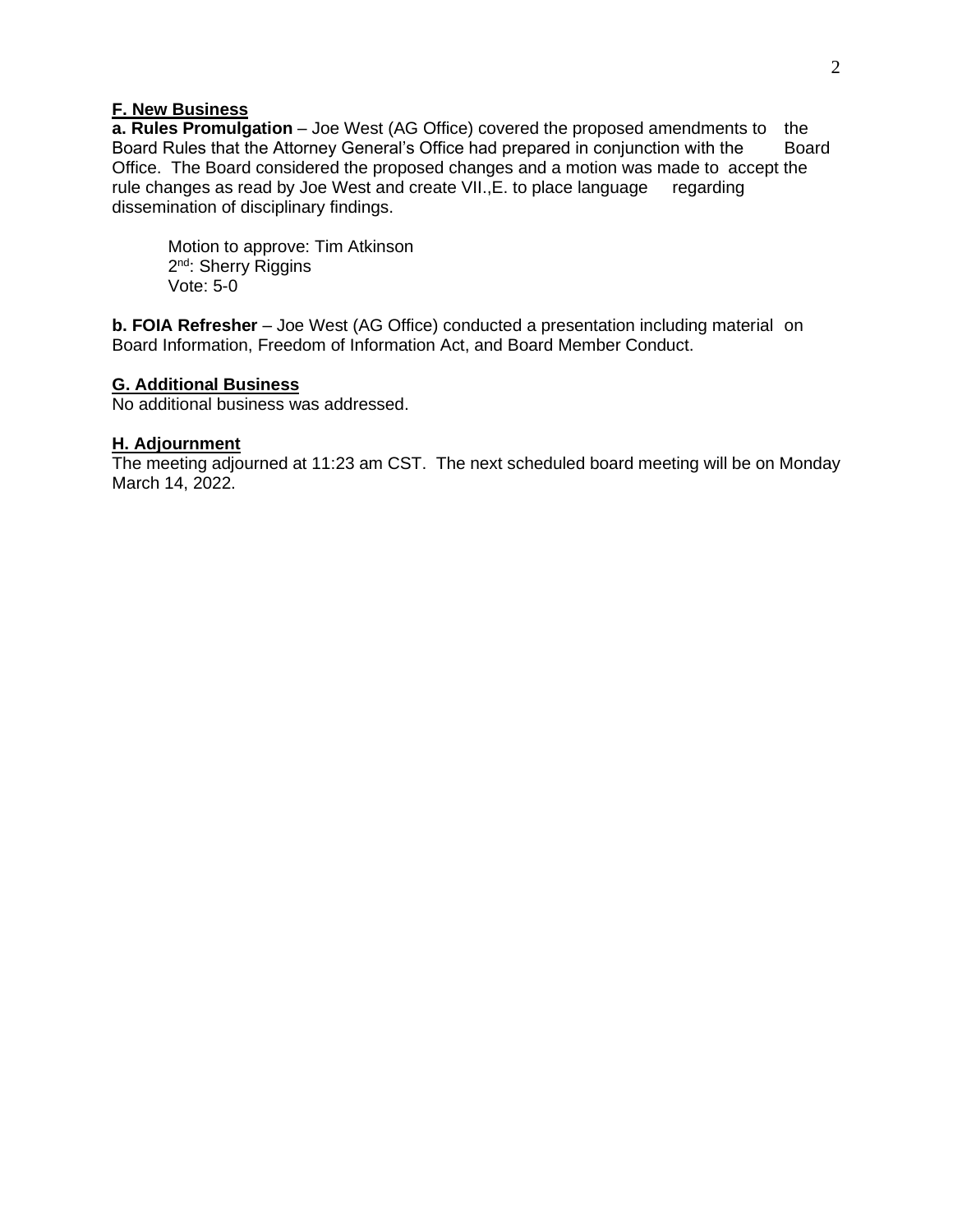**F. New Business**

**a. Rules Promulgation** – Joe West (AG Office) covered the proposed amendments to the Board Rules that the Attorney General's Office had prepared in conjunction with the Board Office. The Board considered the proposed changes and a motion was made to accept the rule changes as read by Joe West and create VII.,E. to place language regarding dissemination of disciplinary findings.

Motion to approve: Tim Atkinson
2nd: Sherry Riggins
Vote: 5-0

**b. FOIA Refresher** – Joe West (AG Office) conducted a presentation including material on Board Information, Freedom of Information Act, and Board Member Conduct.

**G. Additional Business**

No additional business was addressed.

**H. Adjournment**

The meeting adjourned at 11:23 am CST. The next scheduled board meeting will be on Monday March 14, 2022.